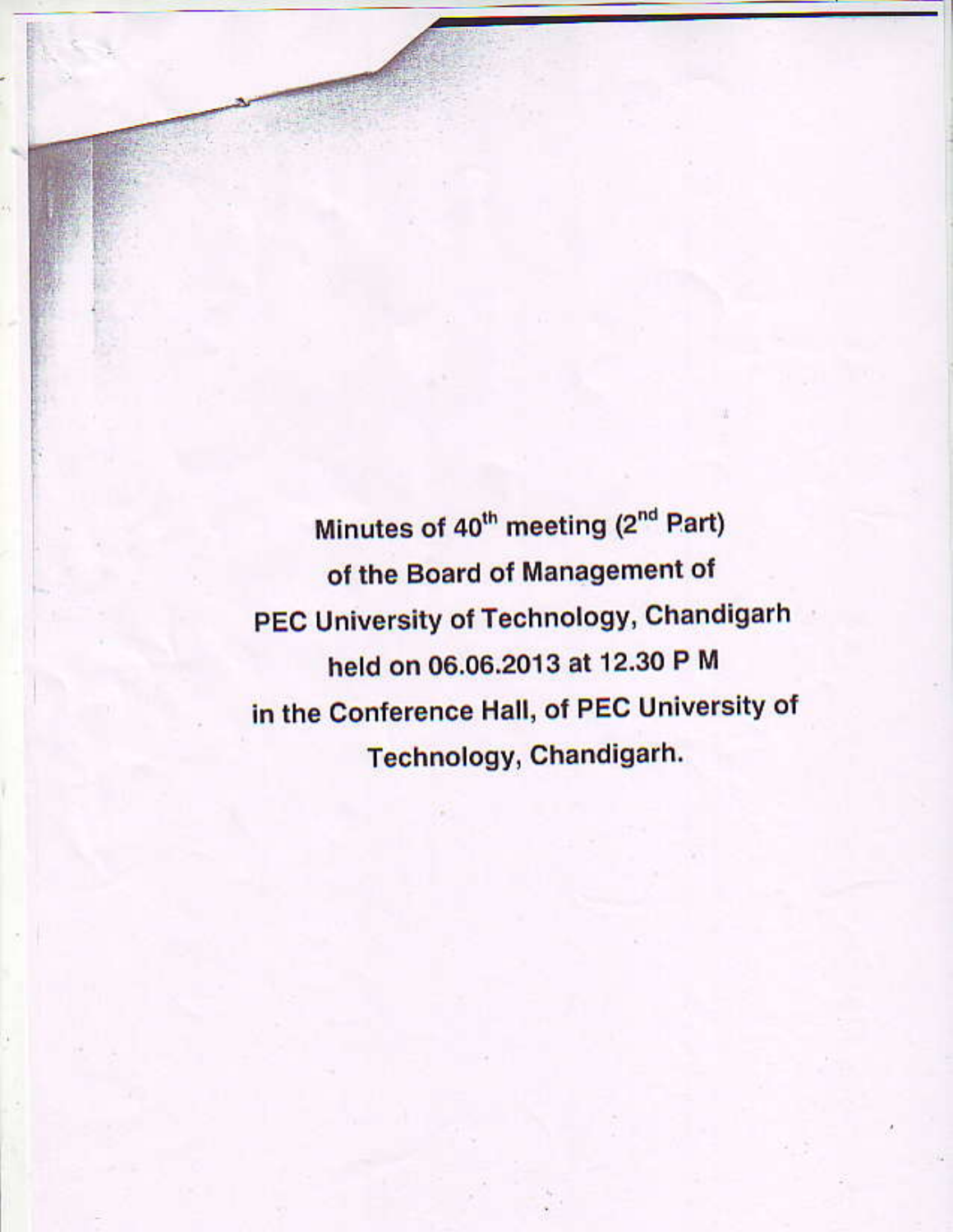**Minutes of 40th meeting (2nd Part)**
**of the Board of Management of**
**PEC University of Technology, Chandigarh**
**held on 06.06.2013 at 12.30 P M**
**in the Conference Hall, of PEC University of**
**Technology, Chandigarh.**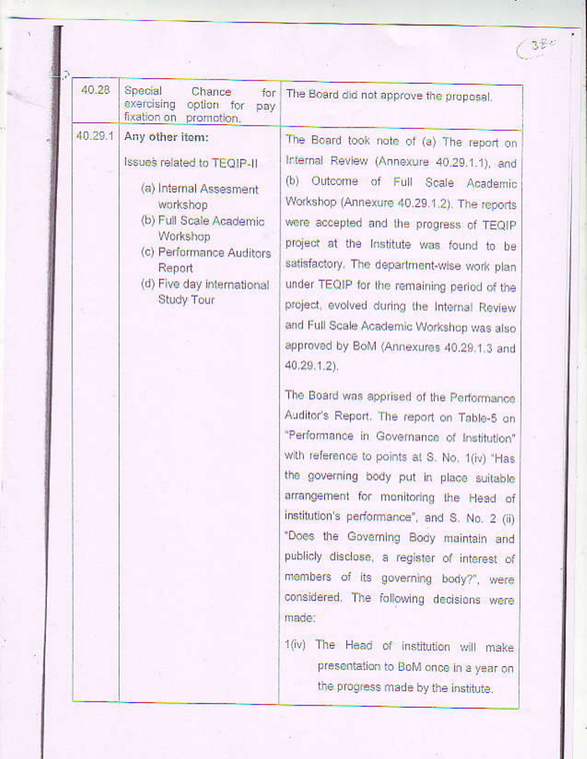| | | |
|---|---|---|
| 40.28 | Special Chance for exercising option for pay fixation on promotion. | The Board did not approve the proposal. |
| 40.29.1 | **Any other item:**<br><br>Issues related to TEQIP-II<br><br>(a) Internal Assesment workshop<br>(b) Full Scale Academic Workshop<br>(c) Performance Auditors Report<br>(d) Five day international Study Tour | The Board took note of (a) The report on Internal Review (Annexure 40.29.1.1), and (b) Outcome of Full Scale Academic Workshop (Annexure 40.29.1.2). The reports were accepted and the progress of TEQIP project at the Institute was found to be satisfactory. The department-wise work plan under TEQIP for the remaining period of the project, evolved during the Internal Review and Full Scale Academic Workshop was also approved by BoM (Annexures 40.29.1.3 and 40.29.1.2).<br><br>The Board was apprised of the Performance Auditor's Report. The report on Table-5 on "Performance in Governance of Institution" with reference to points at S. No. 1(iv) "Has the governing body put in place suitable arrangement for monitoring the Head of institution's performance", and S. No. 2 (ii) "Does the Governing Body maintain and publicly disclose, a register of interest of members of its governing body?", were considered. The following decisions were made:<br><br>1(iv) The Head of institution will make presentation to BoM once in a year on the progress made by the institute. |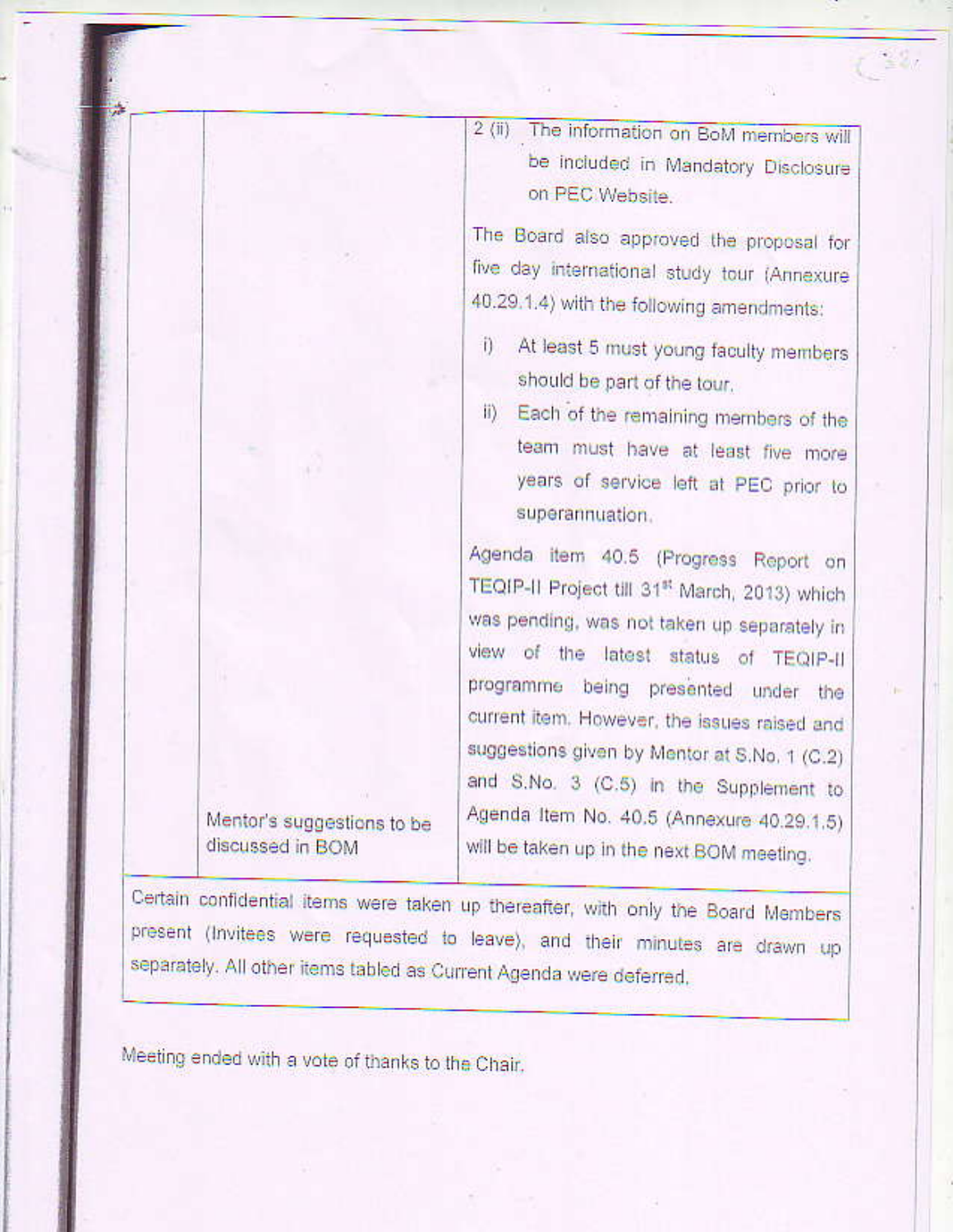| | | |
|---|---|---|
| | | 2 (ii) The information on BoM members will be included in Mandatory Disclosure on PEC Website. |
| | | The Board also approved the proposal for five day international study tour (Annexure 40.29.1.4) with the following amendments: |
| | | i) At least 5 must young faculty members should be part of the tour. |
| | | ii) Each of the remaining members of the team must have at least five more years of service left at PEC prior to superannuation. |
| | Mentor's suggestions to be discussed in BOM | Agenda item 40.5 (Progress Report on TEQIP-II Project till 31st March, 2013) which was pending, was not taken up separately in view of the latest status of TEQIP-II programme being presented under the current item. However, the issues raised and suggestions given by Mentor at S.No. 1 (C.2) and S.No. 3 (C.5) in the Supplement to Agenda Item No. 40.5 (Annexure 40.29.1.5) will be taken up in the next BOM meeting. |

Certain confidential items were taken up thereafter, with only the Board Members present (Invitees were requested to leave), and their minutes are drawn up separately. All other items tabled as Current Agenda were deferred.

Meeting ended with a vote of thanks to the Chair.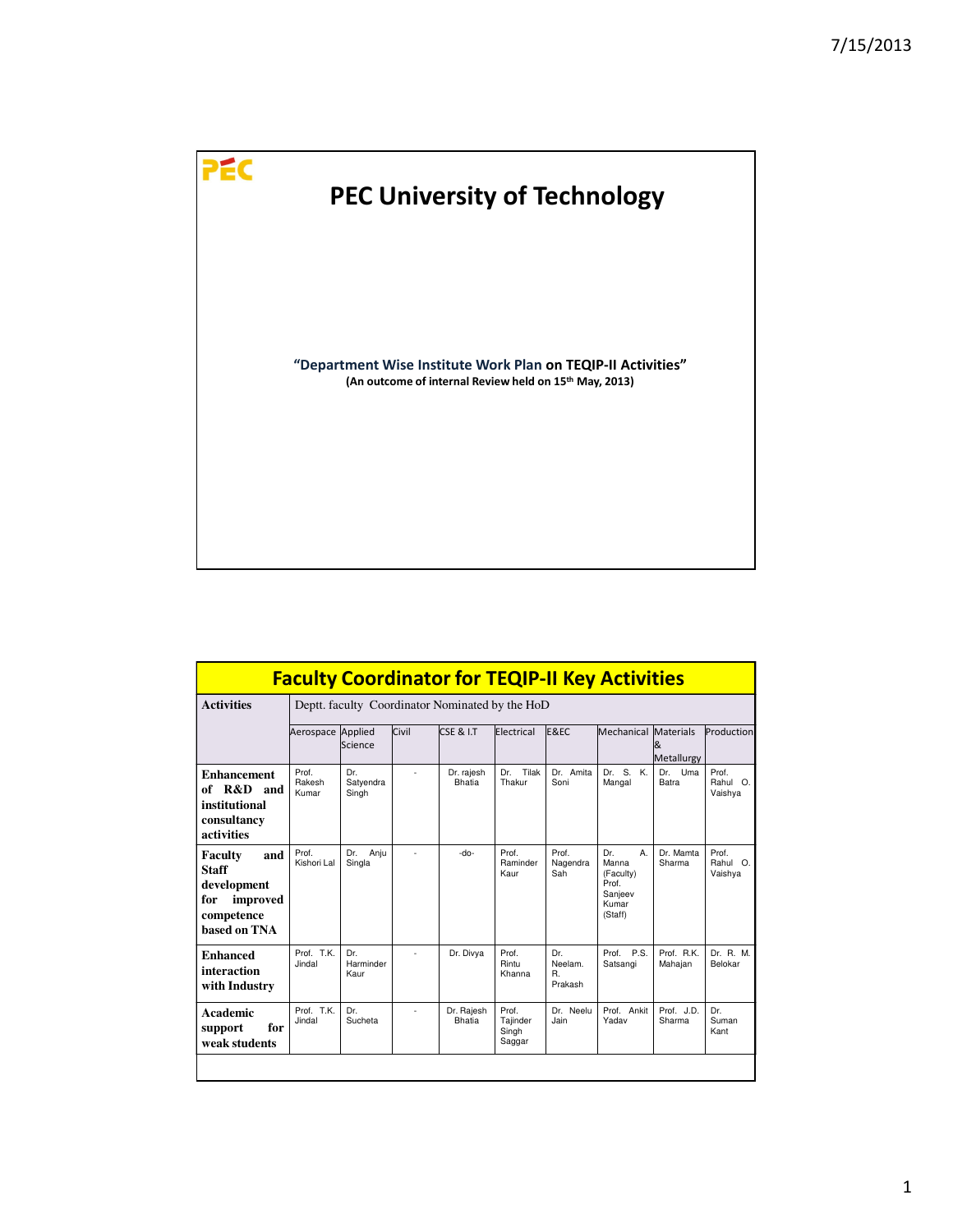PEC

# PEC University of Technology

**"Department Wise Institute Work Plan on TEQIP-II Activities"**
**(An outcome of internal Review held on 15th May, 2013)**

## Faculty Coordinator for TEQIP-II Key Activities

| Activities | Deptt. faculty Coordinator Nominated by the HoD | | | | | | | | |
|---|---|---|---|---|---|---|---|---|---|
| | Aerospace | Applied Science | Civil | CSE & I.T | Electrical | E&EC | Mechanical | Materials & Metallurgy | Production |
| **Enhancement of R&D and institutional consultancy activities** | Prof. Rakesh Kumar | Dr. Satyendra Singh | - | Dr. rajesh Bhatia | Dr. Tilak Thakur | Dr. Amita Soni | Dr. S. K. Mangal | Dr. Uma Batra | Prof. Rahul O. Vaishya |
| **Faculty and Staff development for improved competence based on TNA** | Prof. Kishori Lal | Dr. Anju Singla | - | -do- | Prof. Raminder Kaur | Prof. Nagendra Sah | Dr. A. Manna (Faculty) Prof. Sanjeev Kumar (Staff) | Dr. Mamta Sharma | Prof. Rahul O. Vaishya |
| **Enhanced interaction with Industry** | Prof. T.K. Jindal | Dr. Harminder Kaur | - | Dr. Divya | Prof. Rintu Khanna | Dr. Neelam. R. Prakash | Prof. P.S. Satsangi | Prof. R.K. Mahajan | Dr. R. M. Belokar |
| **Academic support for weak students** | Prof. T.K. Jindal | Dr. Sucheta | - | Dr. Rajesh Bhatia | Prof. Tajinder Singh Saggar | Dr. Neelu Jain | Prof. Ankit Yadav | Prof. J.D. Sharma | Dr. Suman Kant |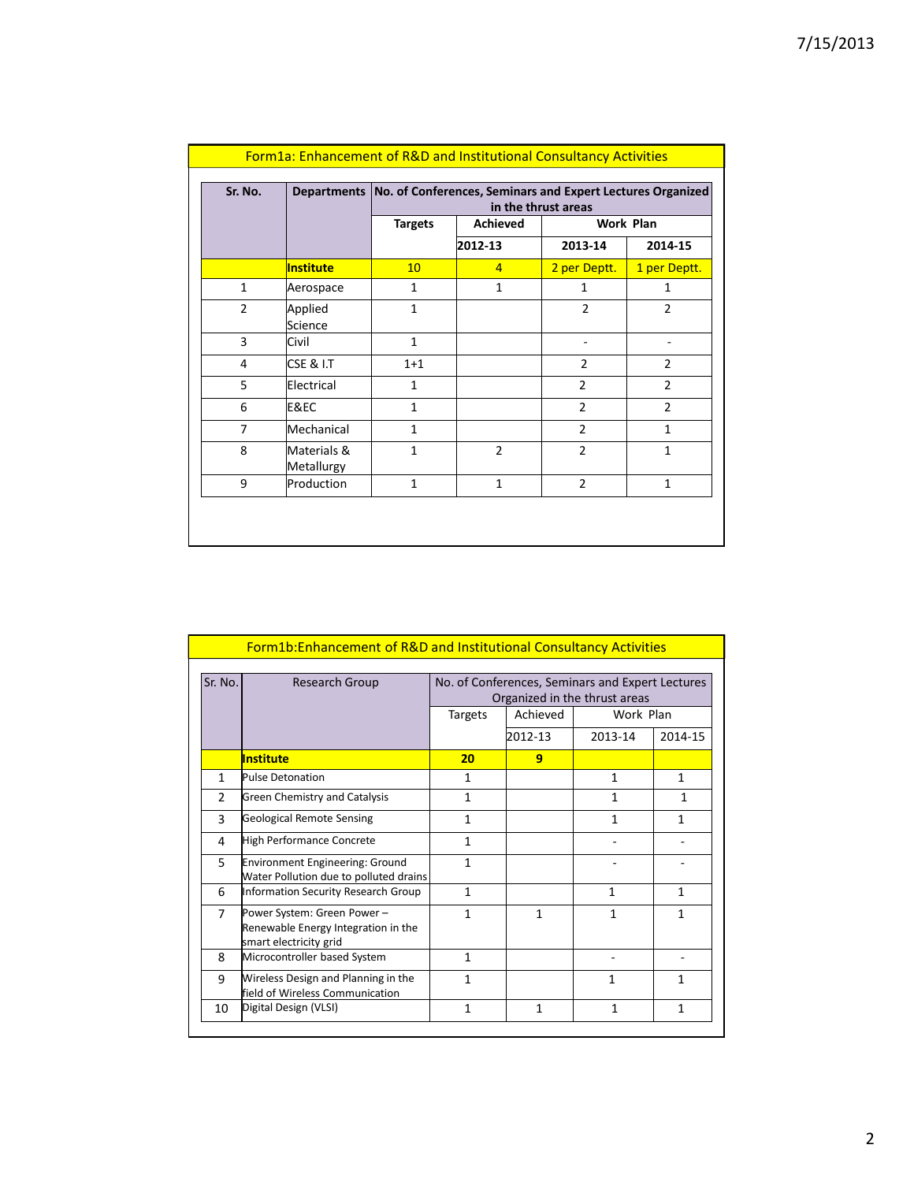## Form1a: Enhancement of R&D and Institutional Consultancy Activities

| Sr. No. | Departments | No. of Conferences, Seminars and Expert Lectures Organized in the thrust areas | | | |
|---|---|---|---|---|---|
| | | Targets | Achieved | Work Plan | |
| | | | 2012-13 | 2013-14 | 2014-15 |
| | **Institute** | 10 | 4 | 2 per Deptt. | 1 per Deptt. |
| 1 | Aerospace | 1 | 1 | 1 | 1 |
| 2 | Applied Science | 1 | | 2 | 2 |
| 3 | Civil | 1 | | - | - |
| 4 | CSE & I.T | 1+1 | | 2 | 2 |
| 5 | Electrical | 1 | | 2 | 2 |
| 6 | E&EC | 1 | | 2 | 2 |
| 7 | Mechanical | 1 | | 2 | 1 |
| 8 | Materials & Metallurgy | 1 | 2 | 2 | 1 |
| 9 | Production | 1 | 1 | 2 | 1 |

## Form1b:Enhancement of R&D and Institutional Consultancy Activities

| Sr. No. | Research Group | No. of Conferences, Seminars and Expert Lectures Organized in the thrust areas | | | |
|---|---|---|---|---|---|
| | | Targets | Achieved | Work Plan | |
| | | | 2012-13 | 2013-14 | 2014-15 |
| | **Institute** | **20** | **9** | | |
| 1 | Pulse Detonation | 1 | | 1 | 1 |
| 2 | Green Chemistry and Catalysis | 1 | | 1 | 1 |
| 3 | Geological Remote Sensing | 1 | | 1 | 1 |
| 4 | High Performance Concrete | 1 | | - | - |
| 5 | Environment Engineering: Ground Water Pollution due to polluted drains | 1 | | - | - |
| 6 | Information Security Research Group | 1 | | 1 | 1 |
| 7 | Power System: Green Power – Renewable Energy Integration in the smart electricity grid | 1 | 1 | 1 | 1 |
| 8 | Microcontroller based System | 1 | | - | - |
| 9 | Wireless Design and Planning in the field of Wireless Communication | 1 | | 1 | 1 |
| 10 | Digital Design (VLSI) | 1 | 1 | 1 | 1 |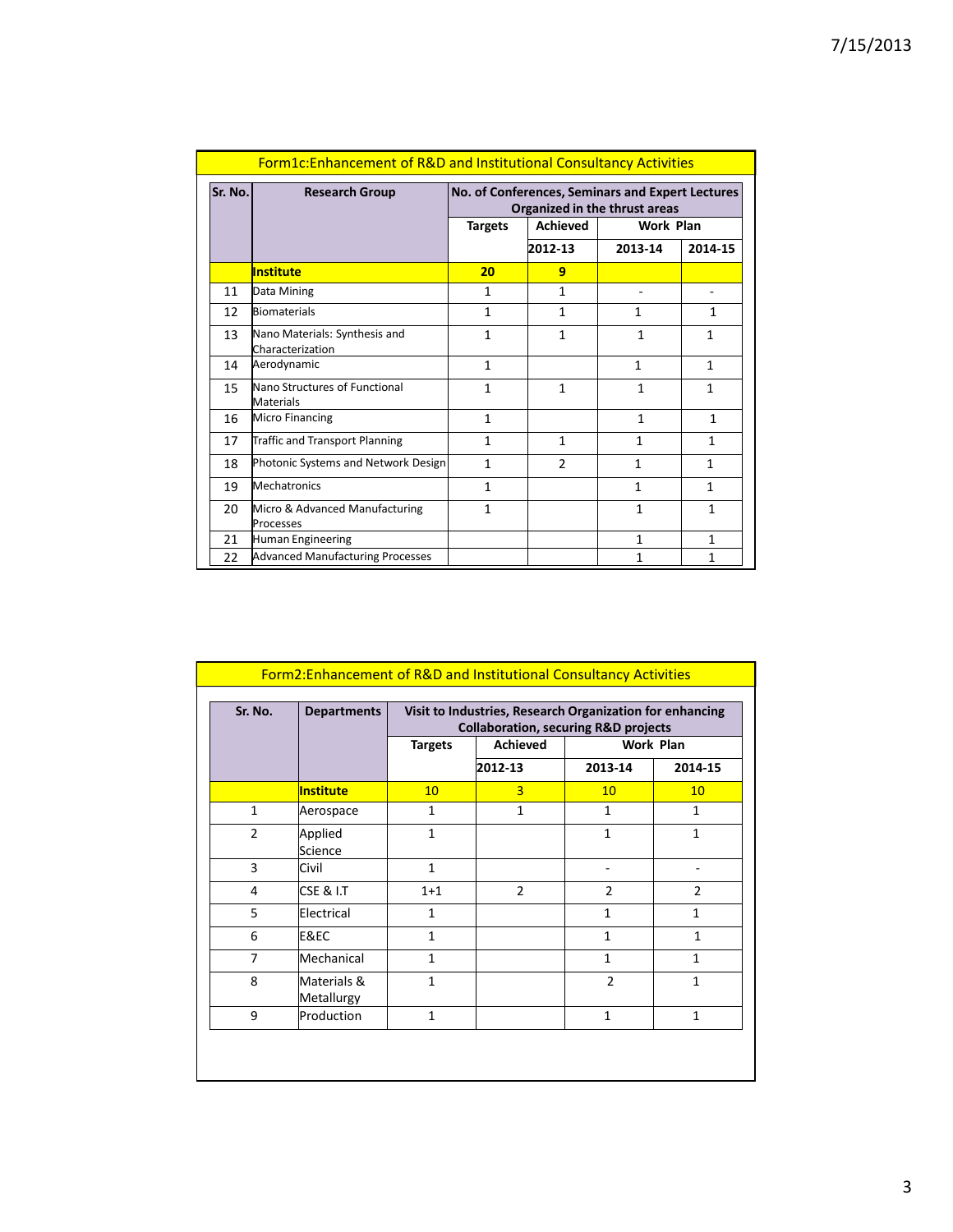## Form1c:Enhancement of R&D and Institutional Consultancy Activities

| Sr. No. | Research Group | No. of Conferences, Seminars and Expert Lectures Organized in the thrust areas | | | |
|---|---|---|---|---|---|
| | | Targets | Achieved | Work Plan | |
| | | | 2012-13 | 2013-14 | 2014-15 |
| | **Institute** | **20** | **9** | | |
| 11 | Data Mining | 1 | 1 | - | - |
| 12 | Biomaterials | 1 | 1 | 1 | 1 |
| 13 | Nano Materials: Synthesis and Characterization | 1 | 1 | 1 | 1 |
| 14 | Aerodynamic | 1 | | 1 | 1 |
| 15 | Nano Structures of Functional Materials | 1 | 1 | 1 | 1 |
| 16 | Micro Financing | 1 | | 1 | 1 |
| 17 | Traffic and Transport Planning | 1 | 1 | 1 | 1 |
| 18 | Photonic Systems and Network Design | 1 | 2 | 1 | 1 |
| 19 | Mechatronics | 1 | | 1 | 1 |
| 20 | Micro & Advanced Manufacturing Processes | 1 | | 1 | 1 |
| 21 | Human Engineering | | | 1 | 1 |
| 22 | Advanced Manufacturing Processes | | | 1 | 1 |

## Form2:Enhancement of R&D and Institutional Consultancy Activities

| Sr. No. | Departments | Visit to Industries, Research Organization for enhancing Collaboration, securing R&D projects | | | |
|---|---|---|---|---|---|
| | | Targets | Achieved | Work Plan | |
| | | | 2012-13 | 2013-14 | 2014-15 |
| | **Institute** | 10 | 3 | 10 | 10 |
| 1 | Aerospace | 1 | 1 | 1 | 1 |
| 2 | Applied Science | 1 | | 1 | 1 |
| 3 | Civil | 1 | | - | - |
| 4 | CSE & I.T | 1+1 | 2 | 2 | 2 |
| 5 | Electrical | 1 | | 1 | 1 |
| 6 | E&EC | 1 | | 1 | 1 |
| 7 | Mechanical | 1 | | 1 | 1 |
| 8 | Materials & Metallurgy | 1 | | 2 | 1 |
| 9 | Production | 1 | | 1 | 1 |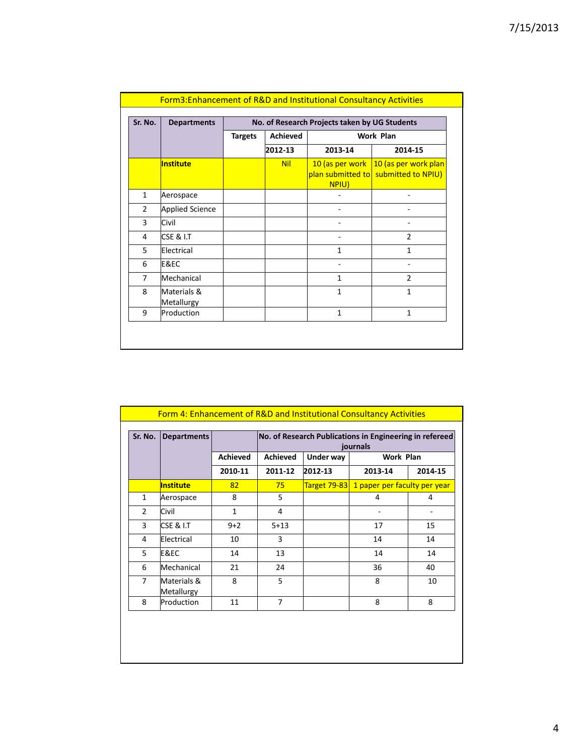## Form3:Enhancement of R&D and Institutional Consultancy Activities

| Sr. No. | Departments | No. of Research Projects taken by UG Students | | | |
|---|---|---|---|---|---|
| | | Targets | Achieved | Work Plan | |
| | | | 2012-13 | 2013-14 | 2014-15 |
| | **Institute** | | Nil | 10 (as per work plan submitted to NPIU) | 10 (as per work plan submitted to NPIU) |
| 1 | Aerospace | | | - | - |
| 2 | Applied Science | | | - | - |
| 3 | Civil | | | - | - |
| 4 | CSE & I.T | | | - | 2 |
| 5 | Electrical | | | 1 | 1 |
| 6 | E&EC | | | - | - |
| 7 | Mechanical | | | 1 | 2 |
| 8 | Materials & Metallurgy | | | 1 | 1 |
| 9 | Production | | | 1 | 1 |

## Form 4: Enhancement of R&D and Institutional Consultancy Activities

| Sr. No. | Departments | | No. of Research Publications in Engineering in refereed journals | | | |
|---|---|---|---|---|---|---|
| | | Achieved | Achieved | Under way | Work Plan | |
| | | 2010-11 | 2011-12 | 2012-13 | 2013-14 | 2014-15 |
| | **Institute** | 82 | 75 | Target 79-83 | 1 paper per faculty per year | |
| 1 | Aerospace | 8 | 5 | | 4 | 4 |
| 2 | Civil | 1 | 4 | | - | - |
| 3 | CSE & I.T | 9+2 | 5+13 | | 17 | 15 |
| 4 | Electrical | 10 | 3 | | 14 | 14 |
| 5 | E&EC | 14 | 13 | | 14 | 14 |
| 6 | Mechanical | 21 | 24 | | 36 | 40 |
| 7 | Materials & Metallurgy | 8 | 5 | | 8 | 10 |
| 8 | Production | 11 | 7 | | 8 | 8 |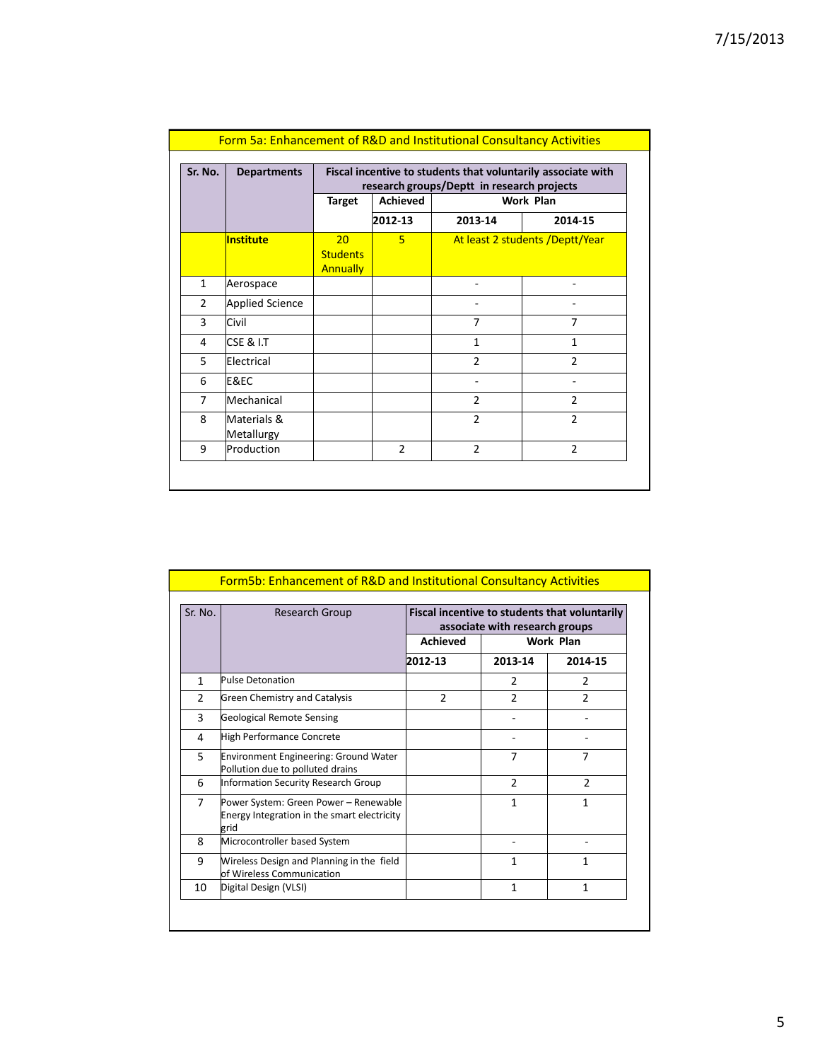## Form 5a: Enhancement of R&D and Institutional Consultancy Activities

| Sr. No. | Departments | Fiscal incentive to students that voluntarily associate with research groups/Deptt in research projects | | | |
|---|---|---|---|---|---|
| | | Target | Achieved | Work Plan | |
| | | | 2012-13 | 2013-14 | 2014-15 |
| | **Institute** | 20 Students Annually | 5 | At least 2 students /Deptt/Year | |
| 1 | Aerospace | | | - | - |
| 2 | Applied Science | | | - | - |
| 3 | Civil | | | 7 | 7 |
| 4 | CSE & I.T | | | 1 | 1 |
| 5 | Electrical | | | 2 | 2 |
| 6 | E&EC | | | - | - |
| 7 | Mechanical | | | 2 | 2 |
| 8 | Materials & Metallurgy | | | 2 | 2 |
| 9 | Production | | 2 | 2 | 2 |

## Form5b: Enhancement of R&D and Institutional Consultancy Activities

| Sr. No. | Research Group | Fiscal incentive to students that voluntarily associate with research groups | | |
|---|---|---|---|---|
| | | Achieved | Work Plan | |
| | | 2012-13 | 2013-14 | 2014-15 |
| 1 | Pulse Detonation | | 2 | 2 |
| 2 | Green Chemistry and Catalysis | 2 | 2 | 2 |
| 3 | Geological Remote Sensing | | - | - |
| 4 | High Performance Concrete | | - | - |
| 5 | Environment Engineering: Ground Water Pollution due to polluted drains | | 7 | 7 |
| 6 | Information Security Research Group | | 2 | 2 |
| 7 | Power System: Green Power – Renewable Energy Integration in the smart electricity grid | | 1 | 1 |
| 8 | Microcontroller based System | | - | - |
| 9 | Wireless Design and Planning in the field of Wireless Communication | | 1 | 1 |
| 10 | Digital Design (VLSI) | | 1 | 1 |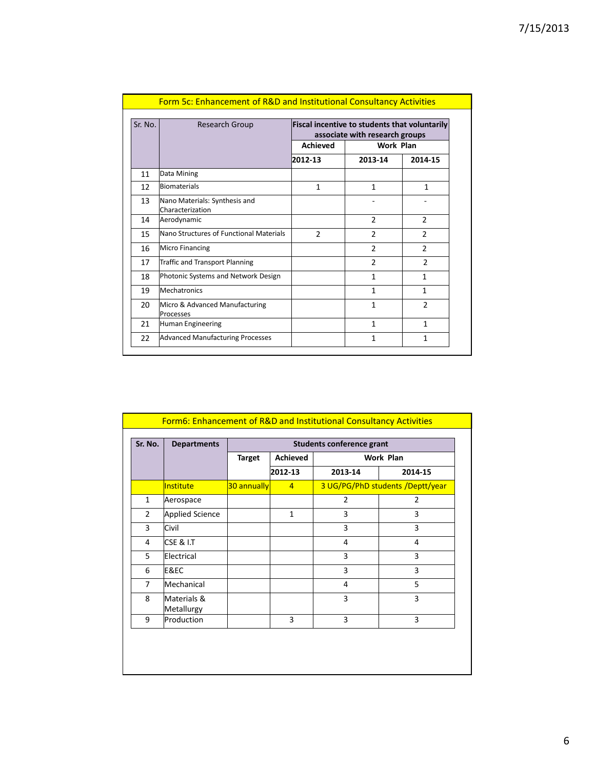## Form 5c: Enhancement of R&D and Institutional Consultancy Activities

| Sr. No. | Research Group | Fiscal incentive to students that voluntarily associate with research groups | | |
|---|---|---|---|---|
| | | Achieved | Work Plan | |
| | | 2012-13 | 2013-14 | 2014-15 |
| 11 | Data Mining | | | |
| 12 | Biomaterials | 1 | 1 | 1 |
| 13 | Nano Materials: Synthesis and Characterization | | - | - |
| 14 | Aerodynamic | | 2 | 2 |
| 15 | Nano Structures of Functional Materials | 2 | 2 | 2 |
| 16 | Micro Financing | | 2 | 2 |
| 17 | Traffic and Transport Planning | | 2 | 2 |
| 18 | Photonic Systems and Network Design | | 1 | 1 |
| 19 | Mechatronics | | 1 | 1 |
| 20 | Micro & Advanced Manufacturing Processes | | 1 | 2 |
| 21 | Human Engineering | | 1 | 1 |
| 22 | Advanced Manufacturing Processes | | 1 | 1 |

## Form6: Enhancement of R&D and Institutional Consultancy Activities

| Sr. No. | Departments | Students conference grant | | | |
|---|---|---|---|---|---|
| | | Target | Achieved | Work Plan | |
| | | | 2012-13 | 2013-14 | 2014-15 |
| | Institute | 30 annually | 4 | 3 UG/PG/PhD students /Deptt/year | |
| 1 | Aerospace | | | 2 | 2 |
| 2 | Applied Science | | 1 | 3 | 3 |
| 3 | Civil | | | 3 | 3 |
| 4 | CSE & I.T | | | 4 | 4 |
| 5 | Electrical | | | 3 | 3 |
| 6 | E&EC | | | 3 | 3 |
| 7 | Mechanical | | | 4 | 5 |
| 8 | Materials & Metallurgy | | | 3 | 3 |
| 9 | Production | | 3 | 3 | 3 |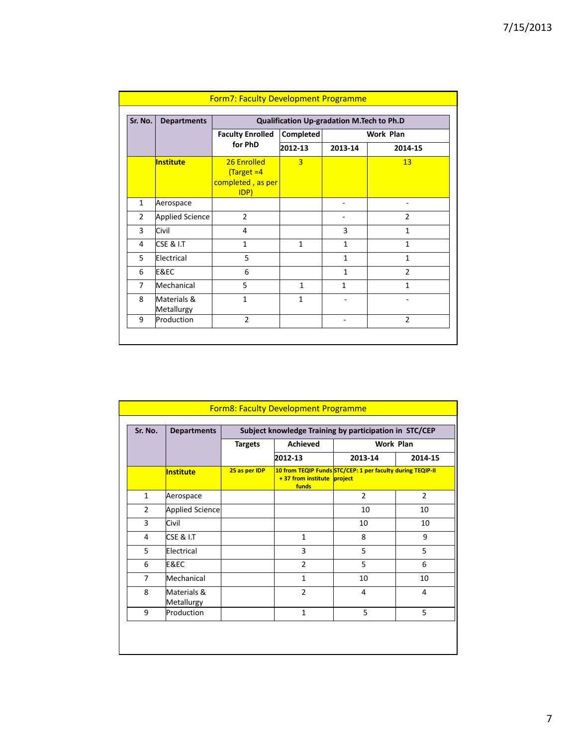| Form7: Faculty Development Programme | | | | | |
|---|---|---|---|---|---|
| Sr. No. | Departments | Qualification Up-gradation M.Tech to Ph.D | | | |
| | | Faculty Enrolled for PhD | Completed | Work Plan | |
| | | | 2012-13 | 2013-14 | 2014-15 |
| | Institute | 26 Enrolled (Target =4 completed , as per IDP) | 3 | | 13 |
| 1 | Aerospace | | | - | - |
| 2 | Applied Science | 2 | | - | 2 |
| 3 | Civil | 4 | | 3 | 1 |
| 4 | CSE & I.T | 1 | 1 | 1 | 1 |
| 5 | Electrical | 5 | | 1 | 1 |
| 6 | E&EC | 6 | | 1 | 2 |
| 7 | Mechanical | 5 | 1 | 1 | 1 |
| 8 | Materials & Metallurgy | 1 | 1 | - | - |
| 9 | Production | 2 | | - | 2 |

| Form8: Faculty Development Programme | | | | | |
|---|---|---|---|---|---|
| Sr. No. | Departments | Subject knowledge Training by participation in STC/CEP | | | |
| | | Targets | Achieved | Work Plan | |
| | | | 2012-13 | 2013-14 | 2014-15 |
| | Institute | 25 as per IDP | 10 from TEQIP Funds + 37 from institute funds | STC/CEP: 1 per faculty during TEQIP-II project | |
| 1 | Aerospace | | | 2 | 2 |
| 2 | Applied Science | | | 10 | 10 |
| 3 | Civil | | | 10 | 10 |
| 4 | CSE & I.T | | 1 | 8 | 9 |
| 5 | Electrical | | 3 | 5 | 5 |
| 6 | E&EC | | 2 | 5 | 6 |
| 7 | Mechanical | | 1 | 10 | 10 |
| 8 | Materials & Metallurgy | | 2 | 4 | 4 |
| 9 | Production | | 1 | 5 | 5 |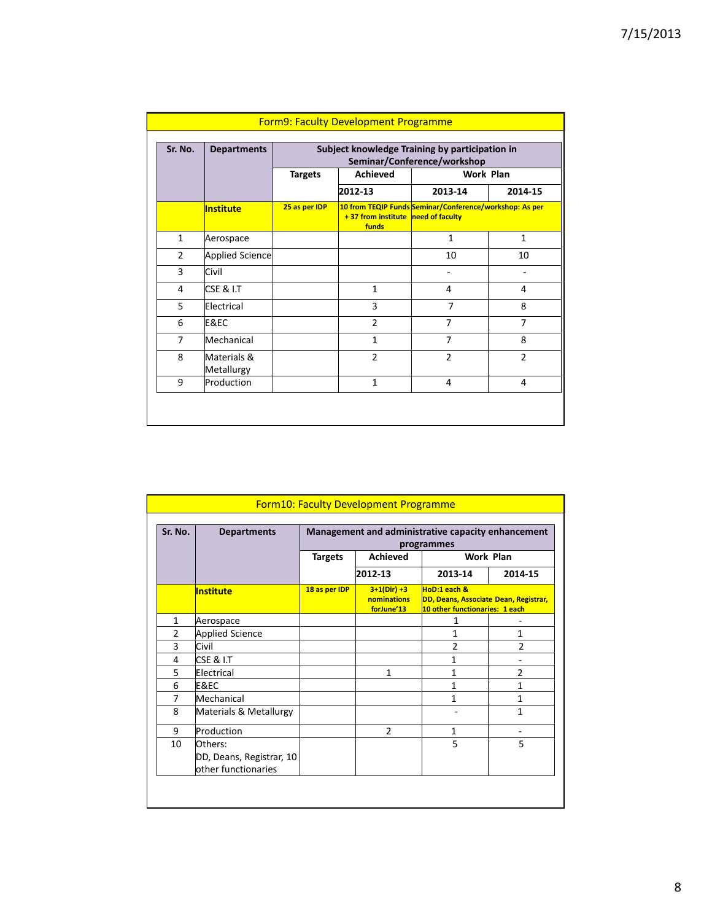## Form9: Faculty Development Programme

| Sr. No. | Departments | Subject knowledge Training by participation in Seminar/Conference/workshop | | | |
|---|---|---|---|---|---|
| | | Targets | Achieved | Work Plan | |
| | | | 2012-13 | 2013-14 | 2014-15 |
| | **Institute** | 25 as per IDP | 10 from TEQIP Funds + 37 from institute funds | Seminar/Conference/workshop: As per need of faculty | |
| 1 | Aerospace | | | 1 | 1 |
| 2 | Applied Science | | | 10 | 10 |
| 3 | Civil | | | - | - |
| 4 | CSE & I.T | | 1 | 4 | 4 |
| 5 | Electrical | | 3 | 7 | 8 |
| 6 | E&EC | | 2 | 7 | 7 |
| 7 | Mechanical | | 1 | 7 | 8 |
| 8 | Materials & Metallurgy | | 2 | 2 | 2 |
| 9 | Production | | 1 | 4 | 4 |

## Form10: Faculty Development Programme

| Sr. No. | Departments | Management and administrative capacity enhancement programmes | | | |
|---|---|---|---|---|---|
| | | Targets | Achieved | Work Plan | |
| | | | 2012-13 | 2013-14 | 2014-15 |
| | **Institute** | 18 as per IDP | 3+1(Dir) +3 nominations forJune'13 | HoD:1 each & DD, Deans, Associate Dean, Registrar, 10 other functionaries: 1 each | |
| 1 | Aerospace | | | 1 | - |
| 2 | Applied Science | | | 1 | 1 |
| 3 | Civil | | | 2 | 2 |
| 4 | CSE & I.T | | | 1 | - |
| 5 | Electrical | | 1 | 1 | 2 |
| 6 | E&EC | | | 1 | 1 |
| 7 | Mechanical | | | 1 | 1 |
| 8 | Materials & Metallurgy | | | - | 1 |
| 9 | Production | | 2 | 1 | - |
| 10 | Others: DD, Deans, Registrar, 10 other functionaries | | | 5 | 5 |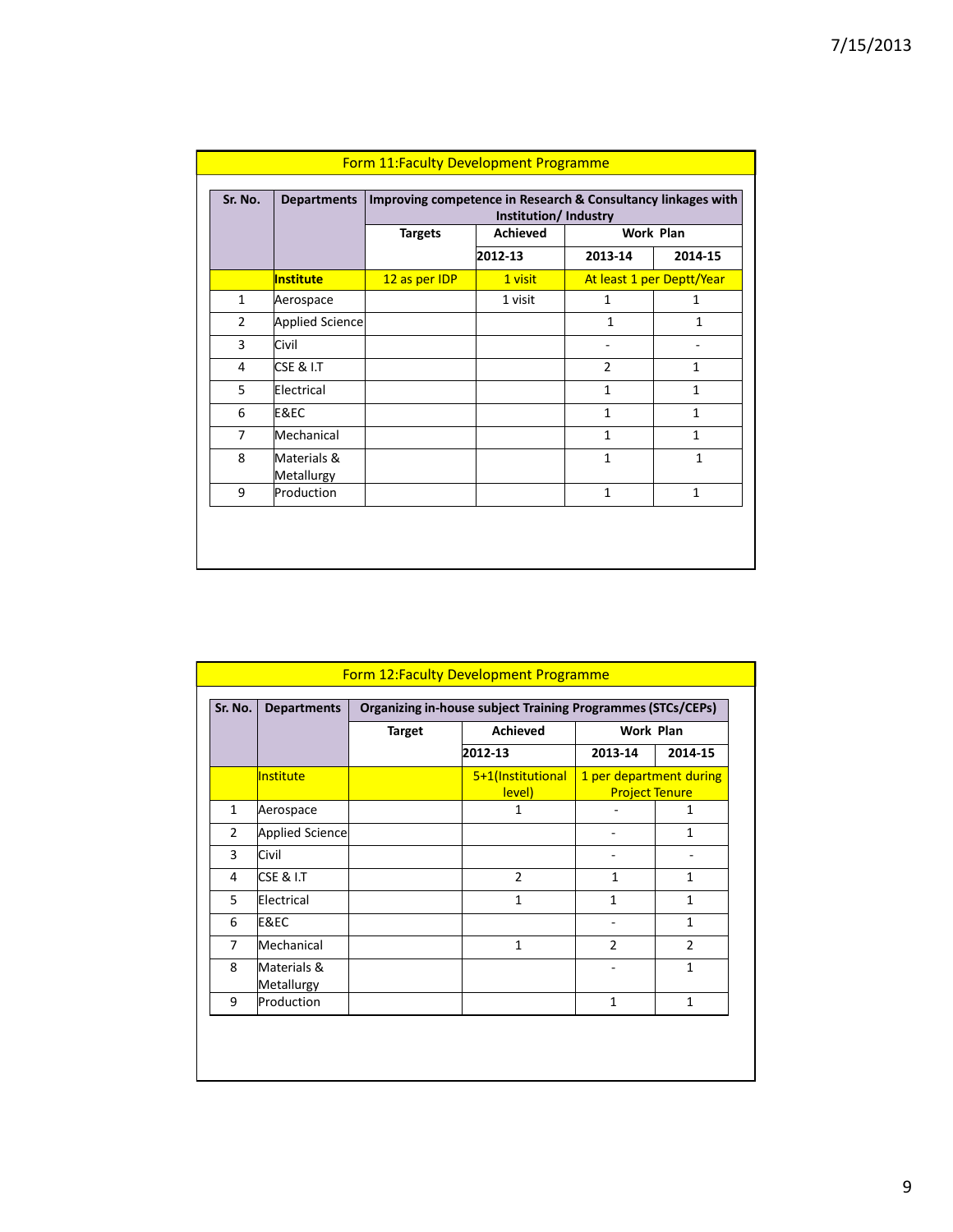## Form 11:Faculty Development Programme

| Sr. No. | Departments | Improving competence in Research & Consultancy linkages with Institution/ Industry | | | |
|---|---|---|---|---|---|
| | | Targets | Achieved | Work Plan | |
| | | | 2012-13 | 2013-14 | 2014-15 |
| | **Institute** | 12 as per IDP | 1 visit | At least 1 per Deptt/Year | |
| 1 | Aerospace | | 1 visit | 1 | 1 |
| 2 | Applied Science | | | 1 | 1 |
| 3 | Civil | | | - | - |
| 4 | CSE & I.T | | | 2 | 1 |
| 5 | Electrical | | | 1 | 1 |
| 6 | E&EC | | | 1 | 1 |
| 7 | Mechanical | | | 1 | 1 |
| 8 | Materials & Metallurgy | | | 1 | 1 |
| 9 | Production | | | 1 | 1 |

## Form 12:Faculty Development Programme

| Sr. No. | Departments | Organizing in-house subject Training Programmes (STCs/CEPs) | | | |
|---|---|---|---|---|---|
| | | Target | Achieved | Work Plan | |
| | | | 2012-13 | 2013-14 | 2014-15 |
| | Institute | | 5+1(Institutional level) | 1 per department during Project Tenure | |
| 1 | Aerospace | | 1 | - | 1 |
| 2 | Applied Science | | | - | 1 |
| 3 | Civil | | | - | - |
| 4 | CSE & I.T | | 2 | 1 | 1 |
| 5 | Electrical | | 1 | 1 | 1 |
| 6 | E&EC | | | - | 1 |
| 7 | Mechanical | | 1 | 2 | 2 |
| 8 | Materials & Metallurgy | | | - | 1 |
| 9 | Production | | | 1 | 1 |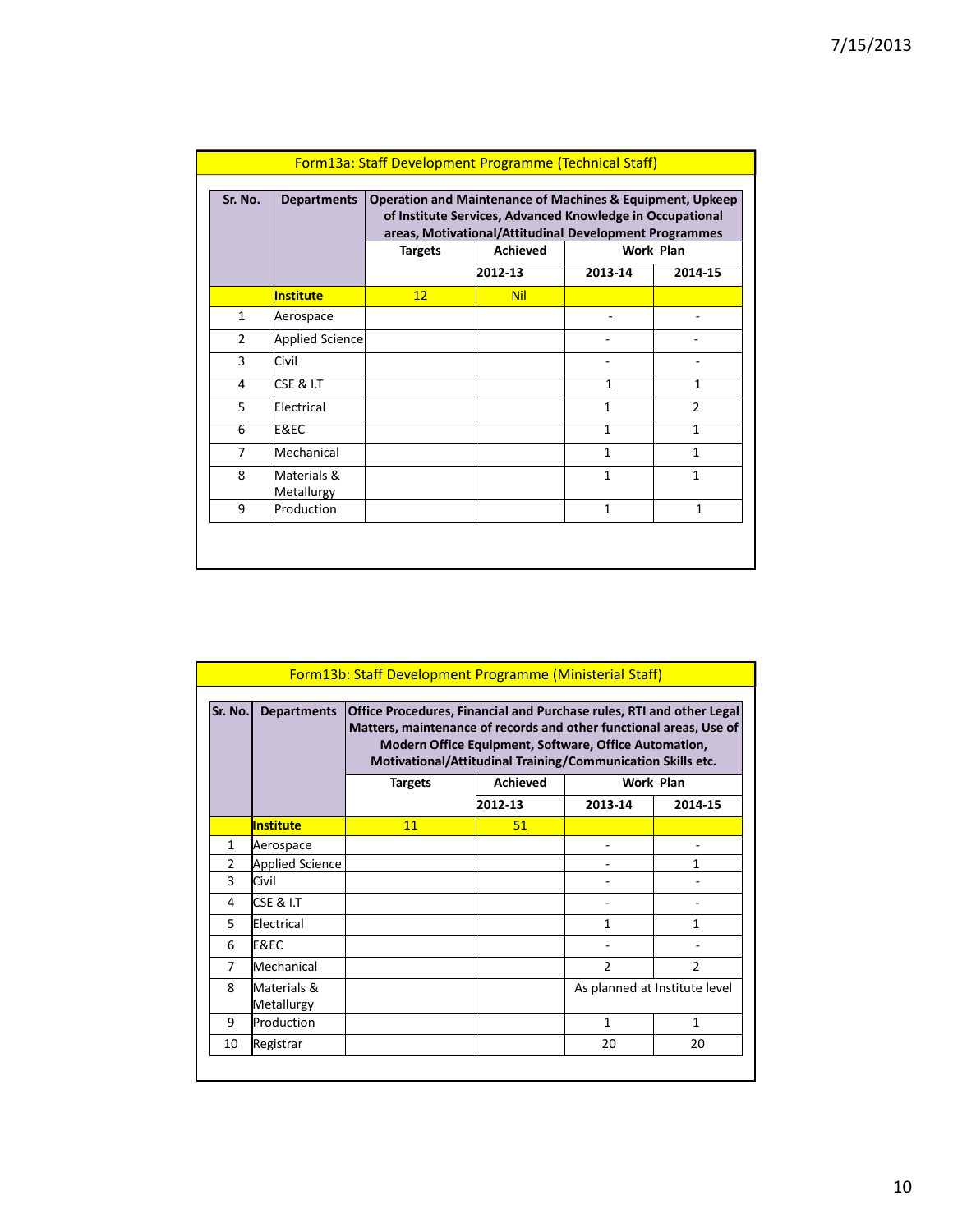## Form13a: Staff Development Programme (Technical Staff)

| Sr. No. | Departments | Operation and Maintenance of Machines & Equipment, Upkeep of Institute Services, Advanced Knowledge in Occupational areas, Motivational/Attitudinal Development Programmes | | | |
|---|---|---|---|---|---|
| | | Targets | Achieved | Work Plan | |
| | | | 2012-13 | 2013-14 | 2014-15 |
| | **Institute** | 12 | Nil | | |
| 1 | Aerospace | | | - | - |
| 2 | Applied Science | | | - | - |
| 3 | Civil | | | - | - |
| 4 | CSE & I.T | | | 1 | 1 |
| 5 | Electrical | | | 1 | 2 |
| 6 | E&EC | | | 1 | 1 |
| 7 | Mechanical | | | 1 | 1 |
| 8 | Materials & Metallurgy | | | 1 | 1 |
| 9 | Production | | | 1 | 1 |

## Form13b: Staff Development Programme (Ministerial Staff)

| Sr. No. | Departments | Office Procedures, Financial and Purchase rules, RTI and other Legal Matters, maintenance of records and other functional areas, Use of Modern Office Equipment, Software, Office Automation, Motivational/Attitudinal Training/Communication Skills etc. | | | |
|---|---|---|---|---|---|
| | | Targets | Achieved | Work Plan | |
| | | | 2012-13 | 2013-14 | 2014-15 |
| | **Institute** | 11 | 51 | | |
| 1 | Aerospace | | | - | - |
| 2 | Applied Science | | | - | 1 |
| 3 | Civil | | | - | - |
| 4 | CSE & I.T | | | - | - |
| 5 | Electrical | | | 1 | 1 |
| 6 | E&EC | | | - | - |
| 7 | Mechanical | | | 2 | 2 |
| 8 | Materials & Metallurgy | | | As planned at Institute level | |
| 9 | Production | | | 1 | 1 |
| 10 | Registrar | | | 20 | 20 |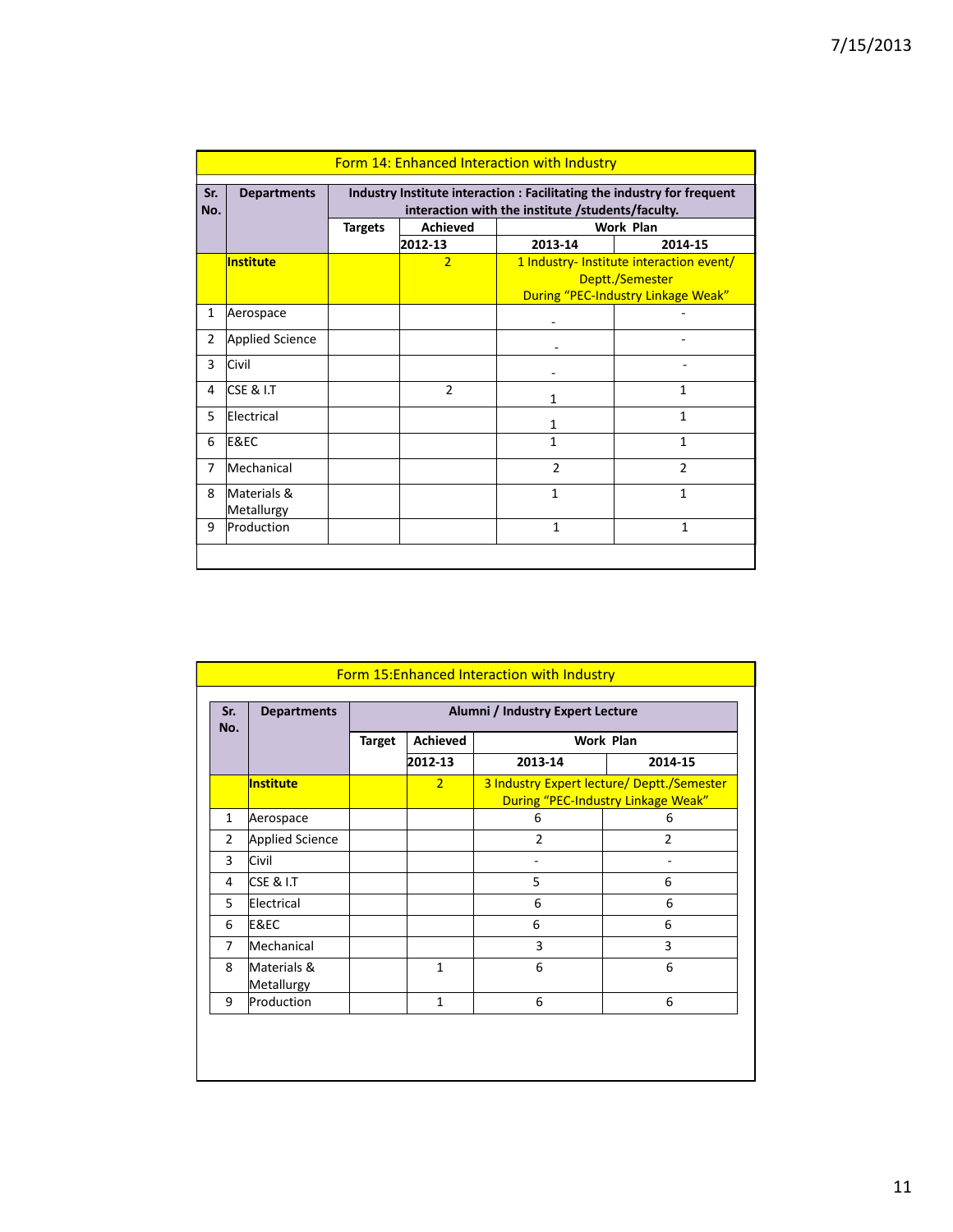## Form 14: Enhanced Interaction with Industry

| Sr. No. | Departments | Industry Institute interaction : Facilitating the industry for frequent interaction with the institute /students/faculty. | | | |
|---|---|---|---|---|---|
| | | Targets | Achieved | Work Plan | |
| | | | 2012-13 | 2013-14 | 2014-15 |
| | **Institute** | | 2 | 1 Industry- Institute interaction event/ Deptt./Semester During "PEC-Industry Linkage Weak" | |
| 1 | Aerospace | | | - | - |
| 2 | Applied Science | | | - | - |
| 3 | Civil | | | - | - |
| 4 | CSE & I.T | | 2 | 1 | 1 |
| 5 | Electrical | | | 1 | 1 |
| 6 | E&EC | | | 1 | 1 |
| 7 | Mechanical | | | 2 | 2 |
| 8 | Materials & Metallurgy | | | 1 | 1 |
| 9 | Production | | | 1 | 1 |

## Form 15:Enhanced Interaction with Industry

| Sr. No. | Departments | Alumni / Industry Expert Lecture | | | |
|---|---|---|---|---|---|
| | | Target | Achieved | Work Plan | |
| | | | 2012-13 | 2013-14 | 2014-15 |
| | **Institute** | | 2 | 3 Industry Expert lecture/ Deptt./Semester During "PEC-Industry Linkage Weak" | |
| 1 | Aerospace | | | 6 | 6 |
| 2 | Applied Science | | | 2 | 2 |
| 3 | Civil | | | - | - |
| 4 | CSE & I.T | | | 5 | 6 |
| 5 | Electrical | | | 6 | 6 |
| 6 | E&EC | | | 6 | 6 |
| 7 | Mechanical | | | 3 | 3 |
| 8 | Materials & Metallurgy | | 1 | 6 | 6 |
| 9 | Production | | 1 | 6 | 6 |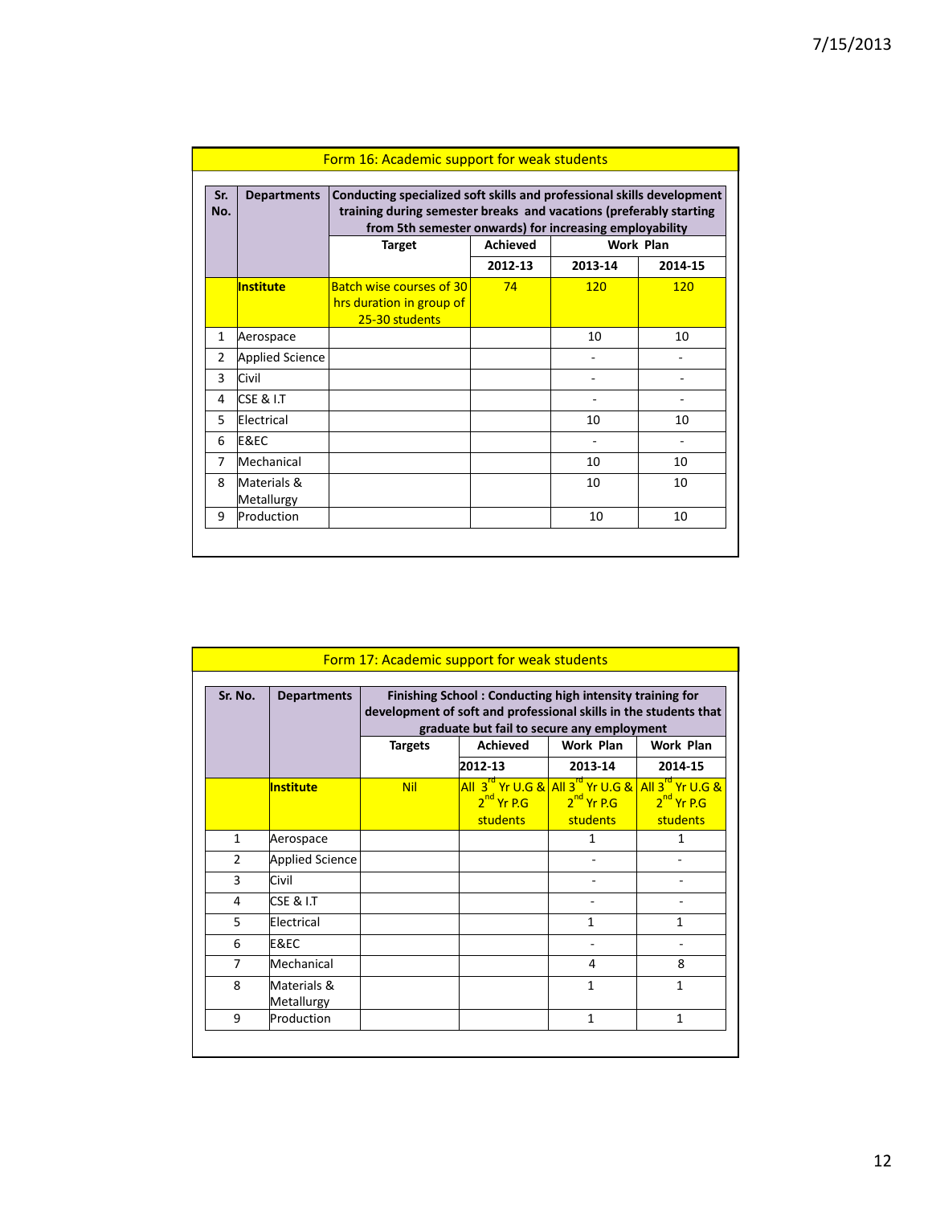## Form 16: Academic support for weak students

| Sr. No. | Departments | Conducting specialized soft skills and professional skills development training during semester breaks and vacations (preferably starting from 5th semester onwards) for increasing employability | | | |
|---|---|---|---|---|---|
| | | Target | Achieved | Work Plan | |
| | | | 2012-13 | 2013-14 | 2014-15 |
| | **Institute** | Batch wise courses of 30 hrs duration in group of 25-30 students | 74 | 120 | 120 |
| 1 | Aerospace | | | 10 | 10 |
| 2 | Applied Science | | | - | - |
| 3 | Civil | | | - | - |
| 4 | CSE & I.T | | | - | - |
| 5 | Electrical | | | 10 | 10 |
| 6 | E&EC | | | - | - |
| 7 | Mechanical | | | 10 | 10 |
| 8 | Materials & Metallurgy | | | 10 | 10 |
| 9 | Production | | | 10 | 10 |

## Form 17: Academic support for weak students

| Sr. No. | Departments | Finishing School : Conducting high intensity training for development of soft and professional skills in the students that graduate but fail to secure any employment | | | |
|---|---|---|---|---|---|
| | | Targets | Achieved | Work Plan | Work Plan |
| | | | 2012-13 | 2013-14 | 2014-15 |
| | **Institute** | Nil | All 3rd Yr U.G & 2nd Yr P.G students | All 3rd Yr U.G & 2nd Yr P.G students | All 3rd Yr U.G & 2nd Yr P.G students |
| 1 | Aerospace | | | 1 | 1 |
| 2 | Applied Science | | | - | - |
| 3 | Civil | | | - | - |
| 4 | CSE & I.T | | | - | - |
| 5 | Electrical | | | 1 | 1 |
| 6 | E&EC | | | - | - |
| 7 | Mechanical | | | 4 | 8 |
| 8 | Materials & Metallurgy | | | 1 | 1 |
| 9 | Production | | | 1 | 1 |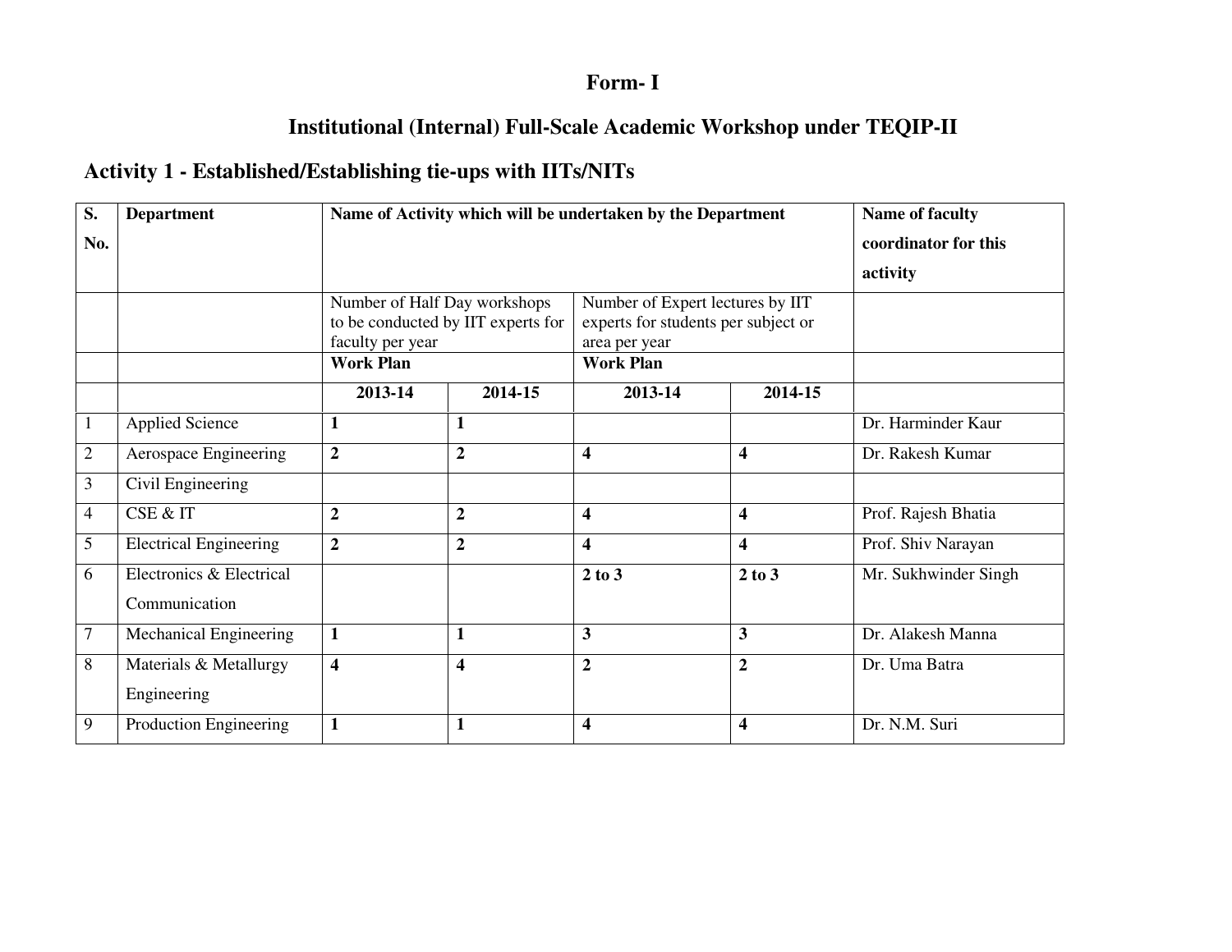**Form- I**

## Institutional (Internal) Full-Scale Academic Workshop under TEQIP-II

### Activity 1 - Established/Establishing tie-ups with IITs/NITs

| S. No. | Department | Name of Activity which will be undertaken by the Department | | | | Name of faculty coordinator for this activity |
|---|---|---|---|---|---|---|
| | | Number of Half Day workshops to be conducted by IIT experts for faculty per year | | Number of Expert lectures by IIT experts for students per subject or area per year | | |
| | | **Work Plan** | | **Work Plan** | | |
| | | **2013-14** | **2014-15** | **2013-14** | **2014-15** | |
| 1 | Applied Science | **1** | **1** | | | Dr. Harminder Kaur |
| 2 | Aerospace Engineering | **2** | **2** | **4** | **4** | Dr. Rakesh Kumar |
| 3 | Civil Engineering | | | | | |
| 4 | CSE & IT | **2** | **2** | **4** | **4** | Prof. Rajesh Bhatia |
| 5 | Electrical Engineering | **2** | **2** | **4** | **4** | Prof. Shiv Narayan |
| 6 | Electronics & Electrical Communication | | | **2 to 3** | **2 to 3** | Mr. Sukhwinder Singh |
| 7 | Mechanical Engineering | **1** | **1** | **3** | **3** | Dr. Alakesh Manna |
| 8 | Materials & Metallurgy Engineering | **4** | **4** | **2** | **2** | Dr. Uma Batra |
| 9 | Production Engineering | **1** | **1** | **4** | **4** | Dr. N.M. Suri |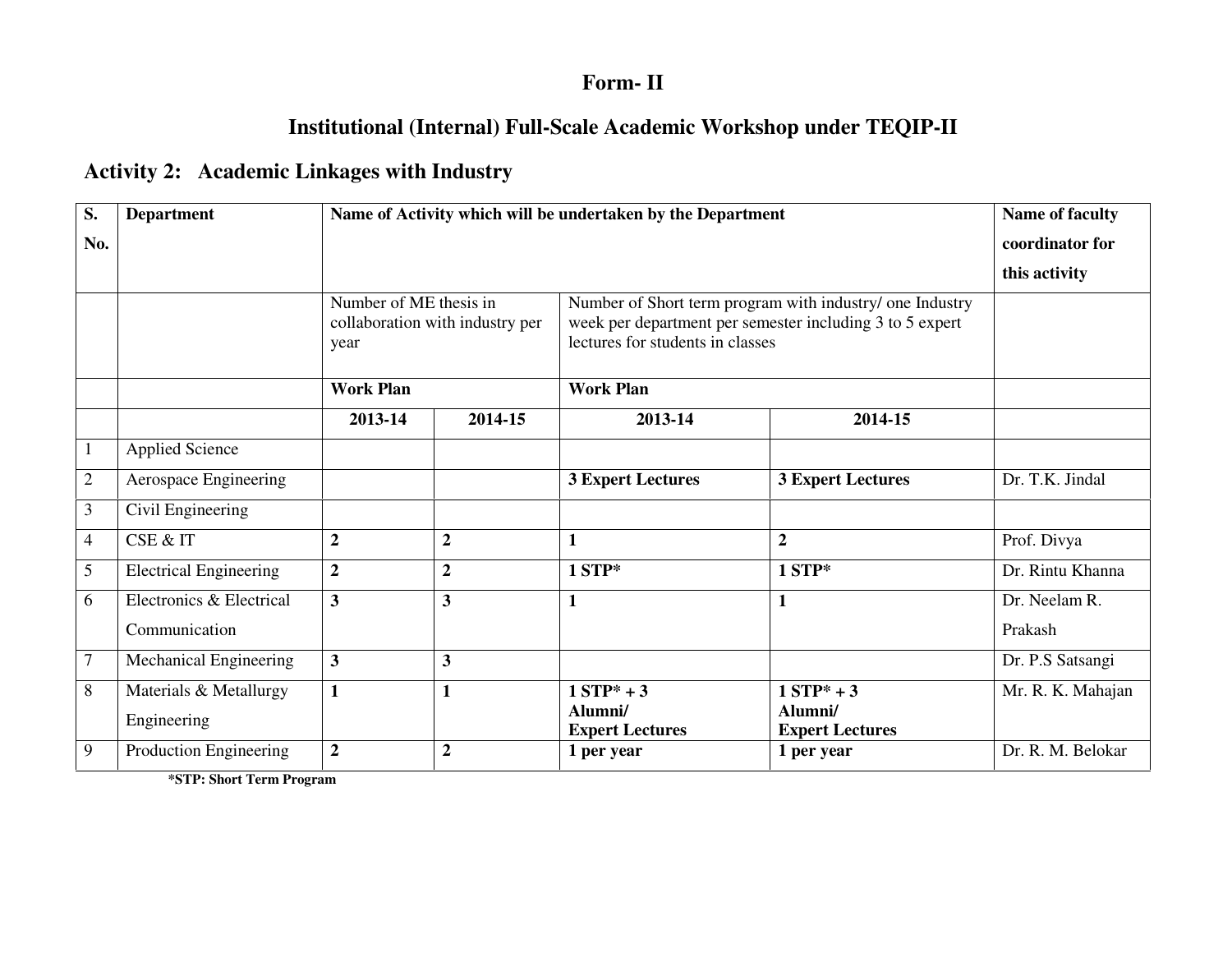# Form- II

## Institutional (Internal) Full-Scale Academic Workshop under TEQIP-II

### Activity 2: Academic Linkages with Industry

| S. No. | Department | Name of Activity which will be undertaken by the Department | | | | Name of faculty coordinator for this activity |
|---|---|---|---|---|---|---|
| | | Number of ME thesis in collaboration with industry per year | | Number of Short term program with industry/ one Industry week per department per semester including 3 to 5 expert lectures for students in classes | | |
| | | **Work Plan** | | **Work Plan** | | |
| | | **2013-14** | **2014-15** | **2013-14** | **2014-15** | |
| 1 | Applied Science | | | | | |
| 2 | Aerospace Engineering | | | **3 Expert Lectures** | **3 Expert Lectures** | Dr. T.K. Jindal |
| 3 | Civil Engineering | | | | | |
| 4 | CSE & IT | **2** | **2** | **1** | **2** | Prof. Divya |
| 5 | Electrical Engineering | **2** | **2** | **1 STP*** | **1 STP*** | Dr. Rintu Khanna |
| 6 | Electronics & Electrical Communication | **3** | **3** | **1** | **1** | Dr. Neelam R. Prakash |
| 7 | Mechanical Engineering | **3** | **3** | | | Dr. P.S Satsangi |
| 8 | Materials & Metallurgy Engineering | **1** | **1** | **1 STP* + 3 Alumni/ Expert Lectures** | **1 STP* + 3 Alumni/ Expert Lectures** | Mr. R. K. Mahajan |
| 9 | Production Engineering | **2** | **2** | **1 per year** | **1 per year** | Dr. R. M. Belokar |

***STP: Short Term Program**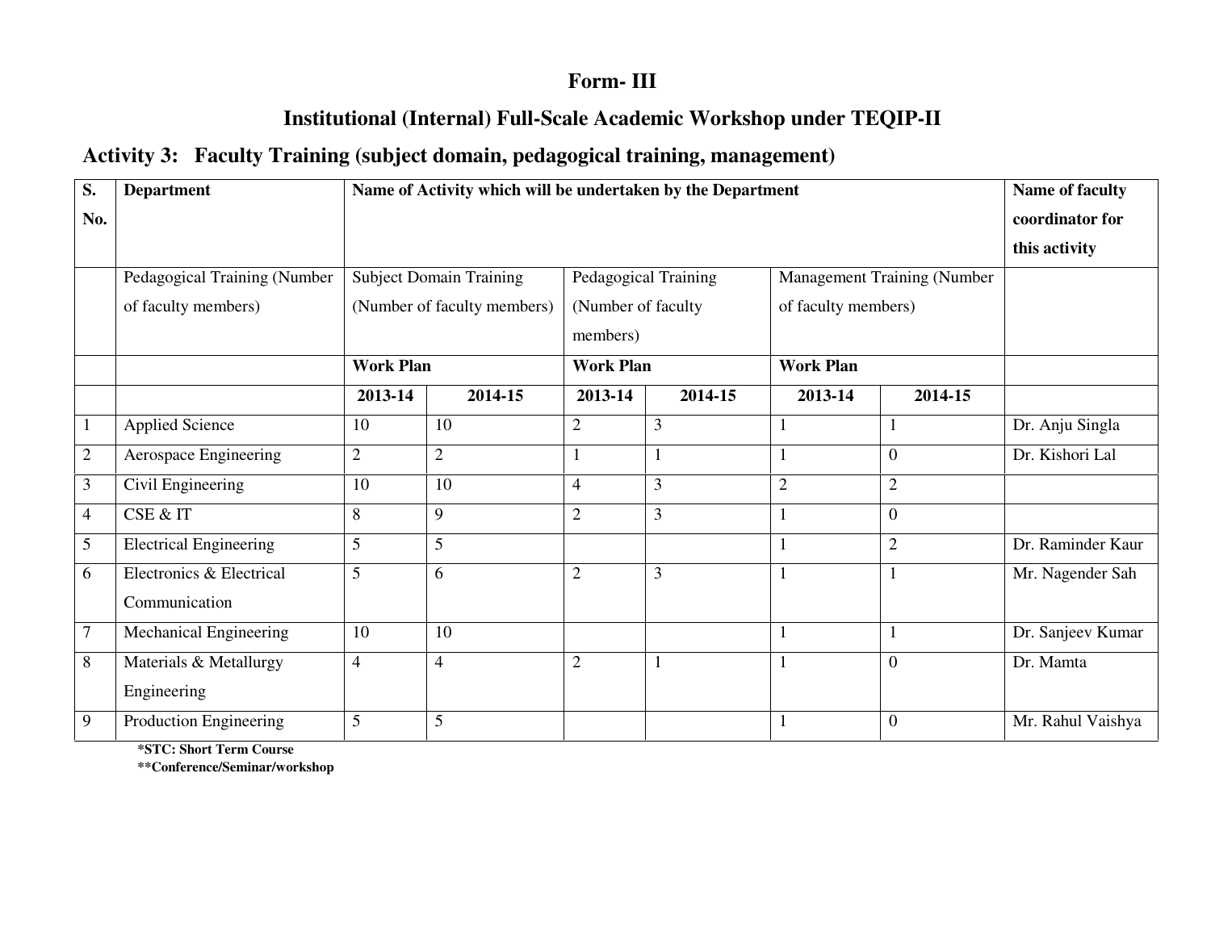# Form- III

## Institutional (Internal) Full-Scale Academic Workshop under TEQIP-II

### Activity 3: Faculty Training (subject domain, pedagogical training, management)

| S. No. | Department | Name of Activity which will be undertaken by the Department | | | | | | Name of faculty coordinator for this activity |
|---|---|---|---|---|---|---|---|---|
| | Pedagogical Training (Number of faculty members) | Subject Domain Training (Number of faculty members) | | Pedagogical Training (Number of faculty members) | | Management Training (Number of faculty members) | | |
| | | **Work Plan** | | **Work Plan** | | **Work Plan** | | |
| | | **2013-14** | **2014-15** | **2013-14** | **2014-15** | **2013-14** | **2014-15** | |
| 1 | Applied Science | 10 | 10 | 2 | 3 | 1 | 1 | Dr. Anju Singla |
| 2 | Aerospace Engineering | 2 | 2 | 1 | 1 | 1 | 0 | Dr. Kishori Lal |
| 3 | Civil Engineering | 10 | 10 | 4 | 3 | 2 | 2 | |
| 4 | CSE & IT | 8 | 9 | 2 | 3 | 1 | 0 | |
| 5 | Electrical Engineering | 5 | 5 | | | 1 | 2 | Dr. Raminder Kaur |
| 6 | Electronics & Electrical Communication | 5 | 6 | 2 | 3 | 1 | 1 | Mr. Nagender Sah |
| 7 | Mechanical Engineering | 10 | 10 | | | 1 | 1 | Dr. Sanjeev Kumar |
| 8 | Materials & Metallurgy Engineering | 4 | 4 | 2 | 1 | 1 | 0 | Dr. Mamta |
| 9 | Production Engineering | 5 | 5 | | | 1 | 0 | Mr. Rahul Vaishya |

**\*STC: Short Term Course**

**\*\*Conference/Seminar/workshop**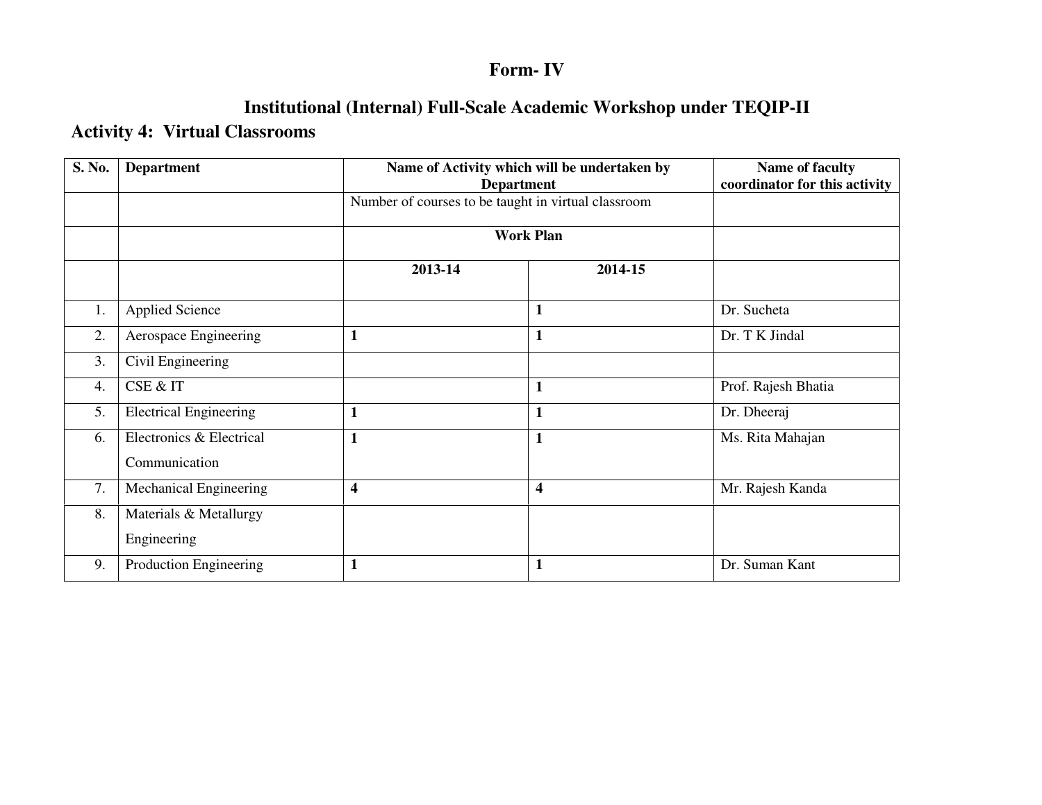# Form- IV

## Institutional (Internal) Full-Scale Academic Workshop under TEQIP-II

### Activity 4: Virtual Classrooms

| S. No. | Department | Name of Activity which will be undertaken by Department | | Name of faculty coordinator for this activity |
|---|---|---|---|---|
| | | Number of courses to be taught in virtual classroom | | |
| | | Work Plan | | |
| | | **2013-14** | **2014-15** | |
| 1. | Applied Science | | **1** | Dr. Sucheta |
| 2. | Aerospace Engineering | **1** | **1** | Dr. T K Jindal |
| 3. | Civil Engineering | | | |
| 4. | CSE & IT | | **1** | Prof. Rajesh Bhatia |
| 5. | Electrical Engineering | **1** | **1** | Dr. Dheeraj |
| 6. | Electronics & Electrical Communication | **1** | **1** | Ms. Rita Mahajan |
| 7. | Mechanical Engineering | **4** | **4** | Mr. Rajesh Kanda |
| 8. | Materials & Metallurgy Engineering | | | |
| 9. | Production Engineering | **1** | **1** | Dr. Suman Kant |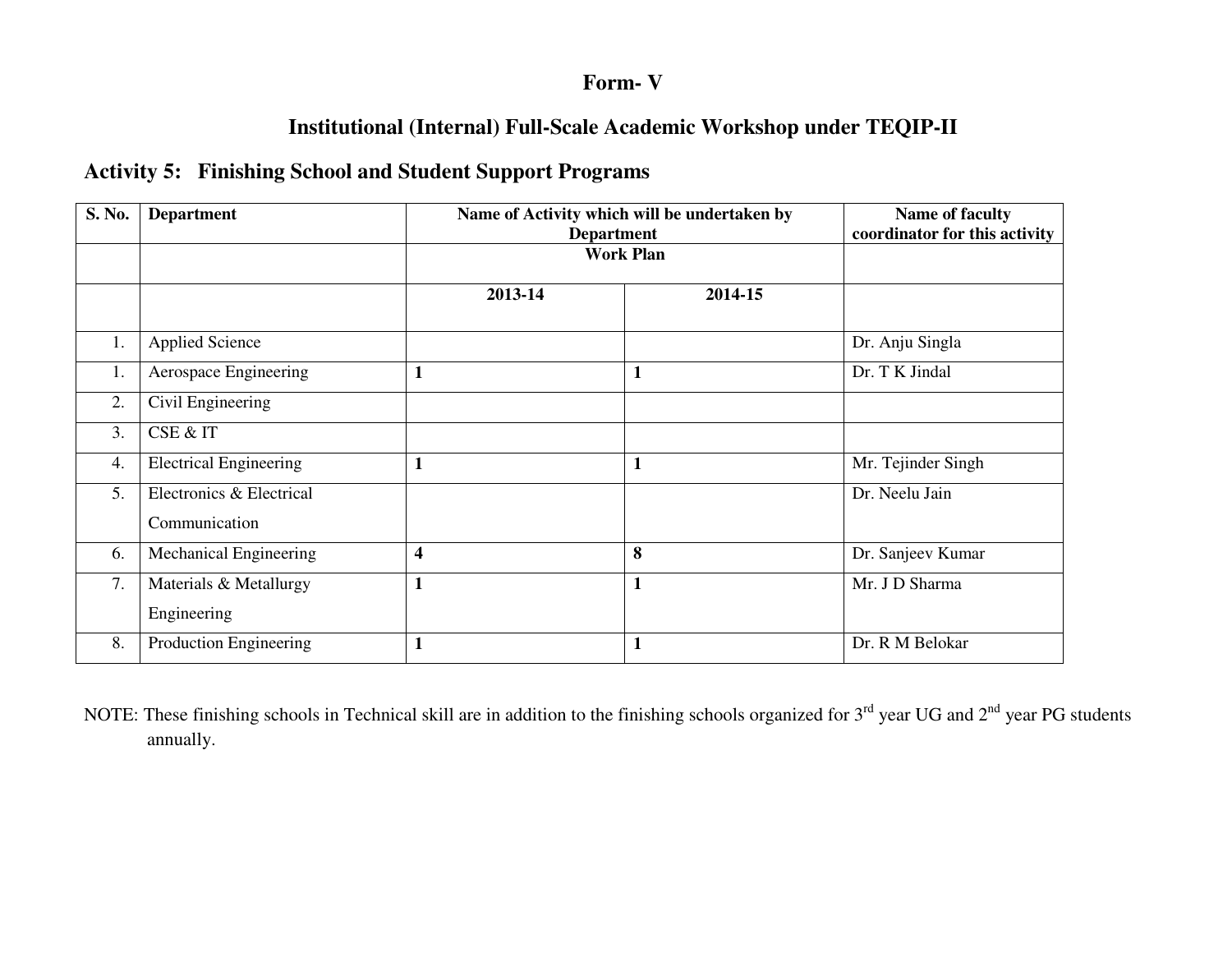# Form- V

## Institutional (Internal) Full-Scale Academic Workshop under TEQIP-II

### Activity 5: Finishing School and Student Support Programs

| S. No. | Department | Name of Activity which will be undertaken by Department | | Name of faculty coordinator for this activity |
|---|---|---|---|---|
| | | Work Plan | | |
| | | 2013-14 | 2014-15 | |
| 1. | Applied Science | | | Dr. Anju Singla |
| 1. | Aerospace Engineering | **1** | **1** | Dr. T K Jindal |
| 2. | Civil Engineering | | | |
| 3. | CSE & IT | | | |
| 4. | Electrical Engineering | **1** | **1** | Mr. Tejinder Singh |
| 5. | Electronics & Electrical Communication | | | Dr. Neelu Jain |
| 6. | Mechanical Engineering | **4** | **8** | Dr. Sanjeev Kumar |
| 7. | Materials & Metallurgy Engineering | **1** | **1** | Mr. J D Sharma |
| 8. | Production Engineering | **1** | **1** | Dr. R M Belokar |

NOTE: These finishing schools in Technical skill are in addition to the finishing schools organized for 3rd year UG and 2nd year PG students annually.